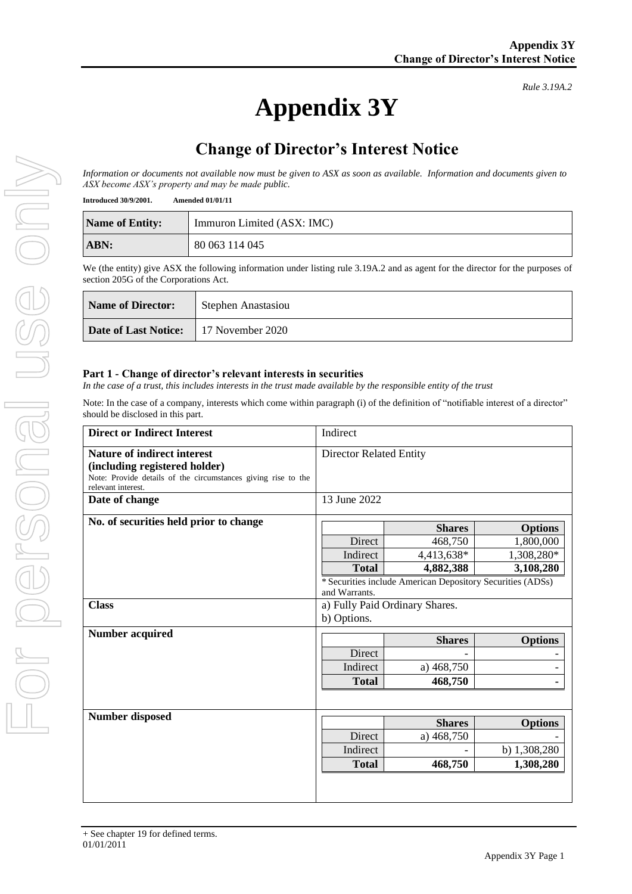*Rule 3.19A.2*

# Appendix 3Y

## Change of Director's Interest Notice

*Information or documents not available now must be given to ASX as soon as available. Information and documents given to ASX become ASX's property and may be made public.*

**Introduced 30/9/2001. Amended 01/01/11**

| **Name of Entity:** | Immuron Limited (ASX: IMC) |
|---|---|
| **ABN:** | 80 063 114 045 |

We (the entity) give ASX the following information under listing rule 3.19A.2 and as agent for the director for the purposes of section 205G of the Corporations Act.

| **Name of Director:** | Stephen Anastasiou |
|---|---|
| **Date of Last Notice:** | 17 November 2020 |

### Part 1 - Change of director's relevant interests in securities

*In the case of a trust, this includes interests in the trust made available by the responsible entity of the trust*

Note: In the case of a company, interests which come within paragraph (i) of the definition of "notifiable interest of a director" should be disclosed in this part.

| **Direct or Indirect Interest** | Indirect |
|---|---|
| **Nature of indirect interest (including registered holder)** Note: Provide details of the circumstances giving rise to the relevant interest. | Director Related Entity |
| **Date of change** | 13 June 2022 |

**No. of securities held prior to change**

| | Shares | Options |
|---|---|---|
| Direct | 468,750 | 1,800,000 |
| Indirect | 4,413,638* | 1,308,280* |
| **Total** | **4,882,388** | **3,108,280** |

\* Securities include American Depository Securities (ADSs) and Warrants.

**Class**

a) Fully Paid Ordinary Shares.
b) Options.

**Number acquired**

| | Shares | Options |
|---|---|---|
| Direct | - | - |
| Indirect | a) 468,750 | - |
| **Total** | **468,750** | **-** |

**Number disposed**

| | Shares | Options |
|---|---|---|
| Direct | a) 468,750 | - |
| Indirect | - | b) 1,308,280 |
| **Total** | **468,750** | **1,308,280** |

\+ See chapter 19 for defined terms.
01/01/2011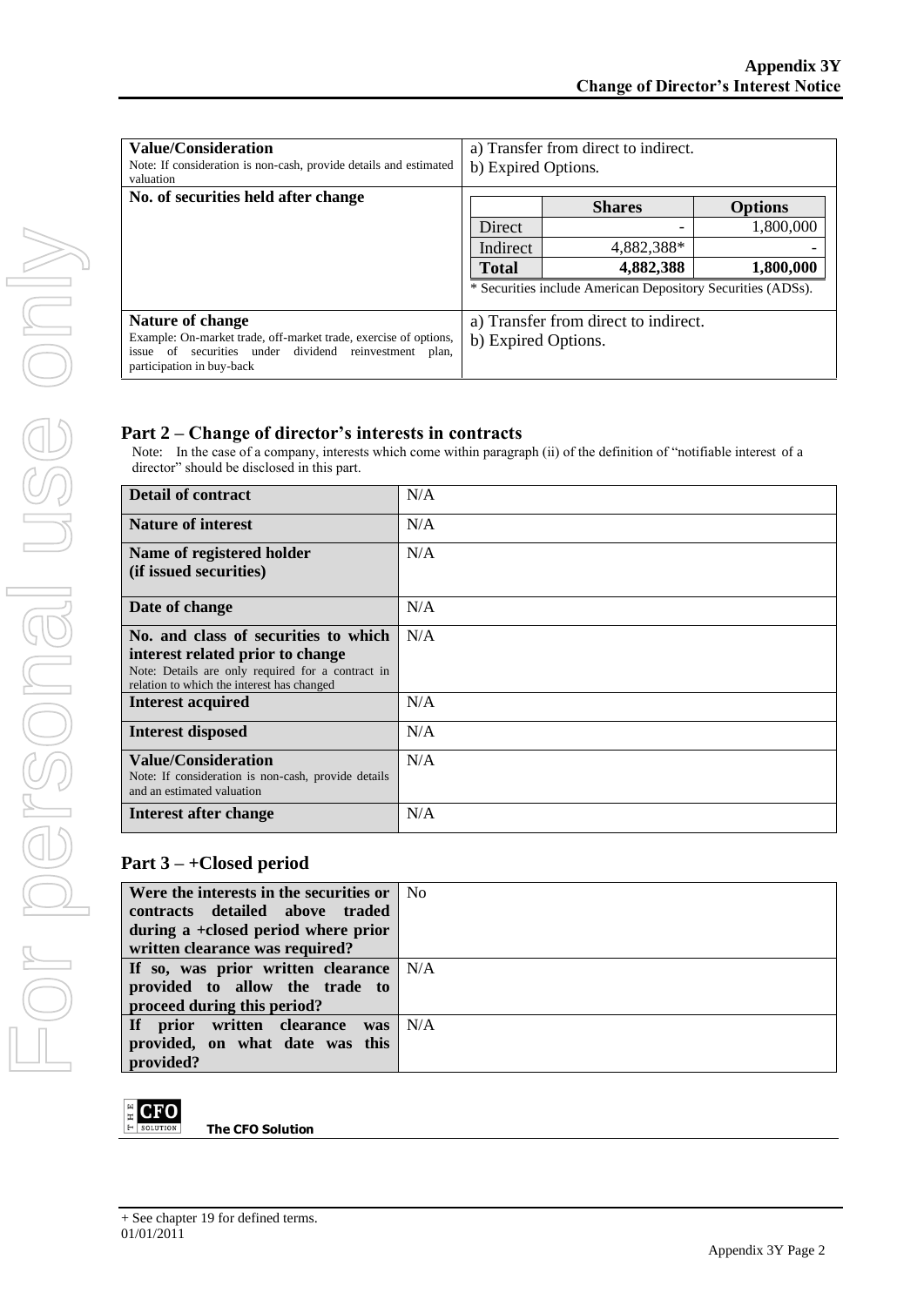| | |
|---|---|
| **Value/Consideration**<br>Note: If consideration is non-cash, provide details and estimated valuation | a) Transfer from direct to indirect.<br>b) Expired Options. |
| **No. of securities held after change** | (see table below) |
| **Nature of change**<br>Example: On-market trade, off-market trade, exercise of options, issue of securities under dividend reinvestment plan, participation in buy-back | a) Transfer from direct to indirect.<br>b) Expired Options. |

| | Shares | Options |
|---|---|---|
| Direct | - | 1,800,000 |
| Indirect | 4,882,388* | - |
| **Total** | **4,882,388** | **1,800,000** |

\* Securities include American Depository Securities (ADSs).

## Part 2 – Change of director's interests in contracts

Note: In the case of a company, interests which come within paragraph (ii) of the definition of "notifiable interest of a director" should be disclosed in this part.

| | |
|---|---|
| **Detail of contract** | N/A |
| **Nature of interest** | N/A |
| **Name of registered holder (if issued securities)** | N/A |
| **Date of change** | N/A |
| **No. and class of securities to which interest related prior to change**<br>Note: Details are only required for a contract in relation to which the interest has changed | N/A |
| **Interest acquired** | N/A |
| **Interest disposed** | N/A |
| **Value/Consideration**<br>Note: If consideration is non-cash, provide details and an estimated valuation | N/A |
| **Interest after change** | N/A |

## Part 3 – +Closed period

| | |
|---|---|
| **Were the interests in the securities or contracts detailed above traded during a +closed period where prior written clearance was required?** | No |
| **If so, was prior written clearance provided to allow the trade to proceed during this period?** | N/A |
| **If prior written clearance was provided, on what date was this provided?** | N/A |

The CFO Solution

+ See chapter 19 for defined terms.
01/01/2011